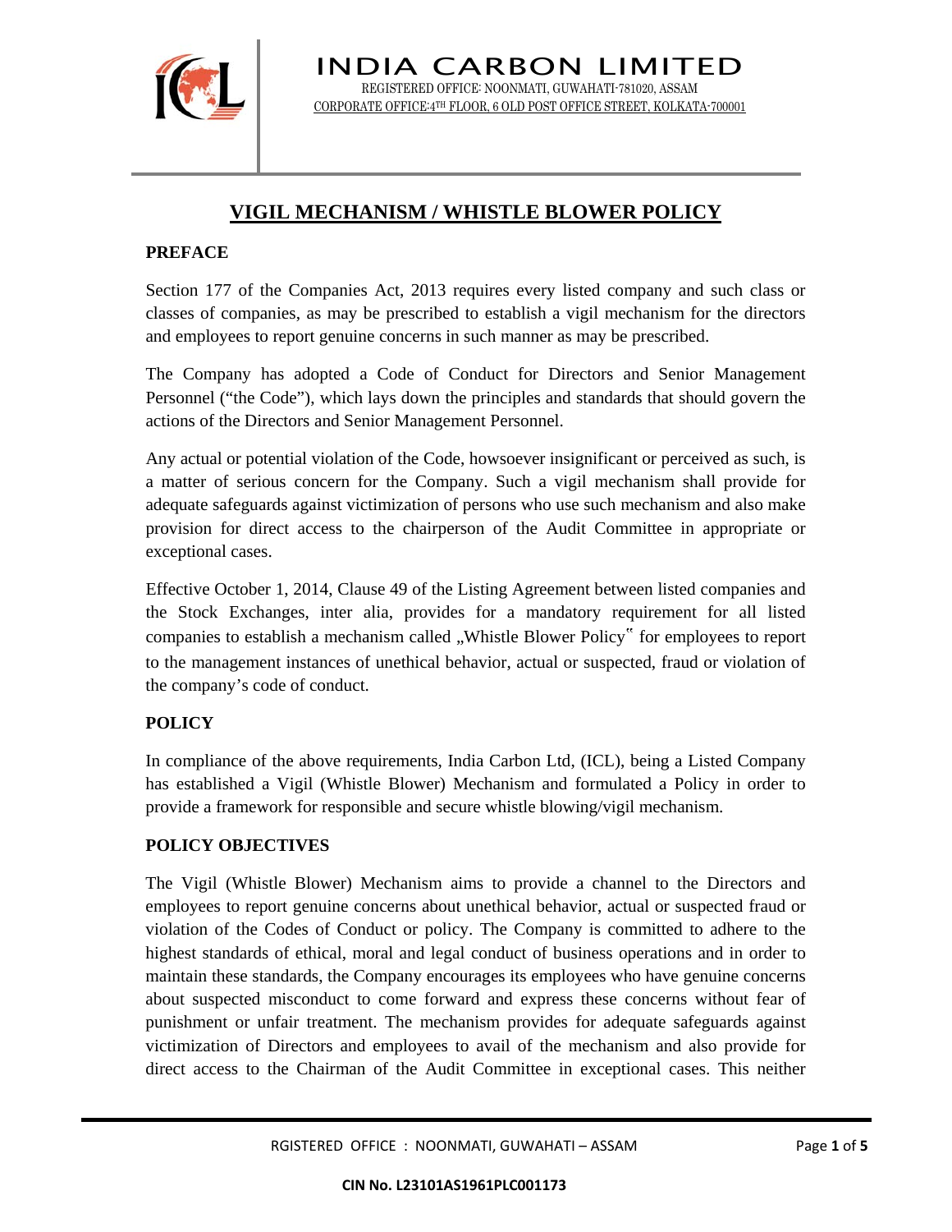# INDIA CARBON LIMITED

REGISTERED OFFICE: NOONMATI, GUWAHATI-781020, ASSAM
CORPORATE OFFICE:4TH FLOOR, 6 OLD POST OFFICE STREET, KOLKATA-700001

## VIGIL MECHANISM / WHISTLE BLOWER POLICY

### PREFACE

Section 177 of the Companies Act, 2013 requires every listed company and such class or classes of companies, as may be prescribed to establish a vigil mechanism for the directors and employees to report genuine concerns in such manner as may be prescribed.

The Company has adopted a Code of Conduct for Directors and Senior Management Personnel ("the Code"), which lays down the principles and standards that should govern the actions of the Directors and Senior Management Personnel.

Any actual or potential violation of the Code, howsoever insignificant or perceived as such, is a matter of serious concern for the Company. Such a vigil mechanism shall provide for adequate safeguards against victimization of persons who use such mechanism and also make provision for direct access to the chairperson of the Audit Committee in appropriate or exceptional cases.

Effective October 1, 2014, Clause 49 of the Listing Agreement between listed companies and the Stock Exchanges, inter alia, provides for a mandatory requirement for all listed companies to establish a mechanism called „Whistle Blower Policy‟ for employees to report to the management instances of unethical behavior, actual or suspected, fraud or violation of the company's code of conduct.

### POLICY

In compliance of the above requirements, India Carbon Ltd, (ICL), being a Listed Company has established a Vigil (Whistle Blower) Mechanism and formulated a Policy in order to provide a framework for responsible and secure whistle blowing/vigil mechanism.

### POLICY OBJECTIVES

The Vigil (Whistle Blower) Mechanism aims to provide a channel to the Directors and employees to report genuine concerns about unethical behavior, actual or suspected fraud or violation of the Codes of Conduct or policy. The Company is committed to adhere to the highest standards of ethical, moral and legal conduct of business operations and in order to maintain these standards, the Company encourages its employees who have genuine concerns about suspected misconduct to come forward and express these concerns without fear of punishment or unfair treatment. The mechanism provides for adequate safeguards against victimization of Directors and employees to avail of the mechanism and also provide for direct access to the Chairman of the Audit Committee in exceptional cases. This neither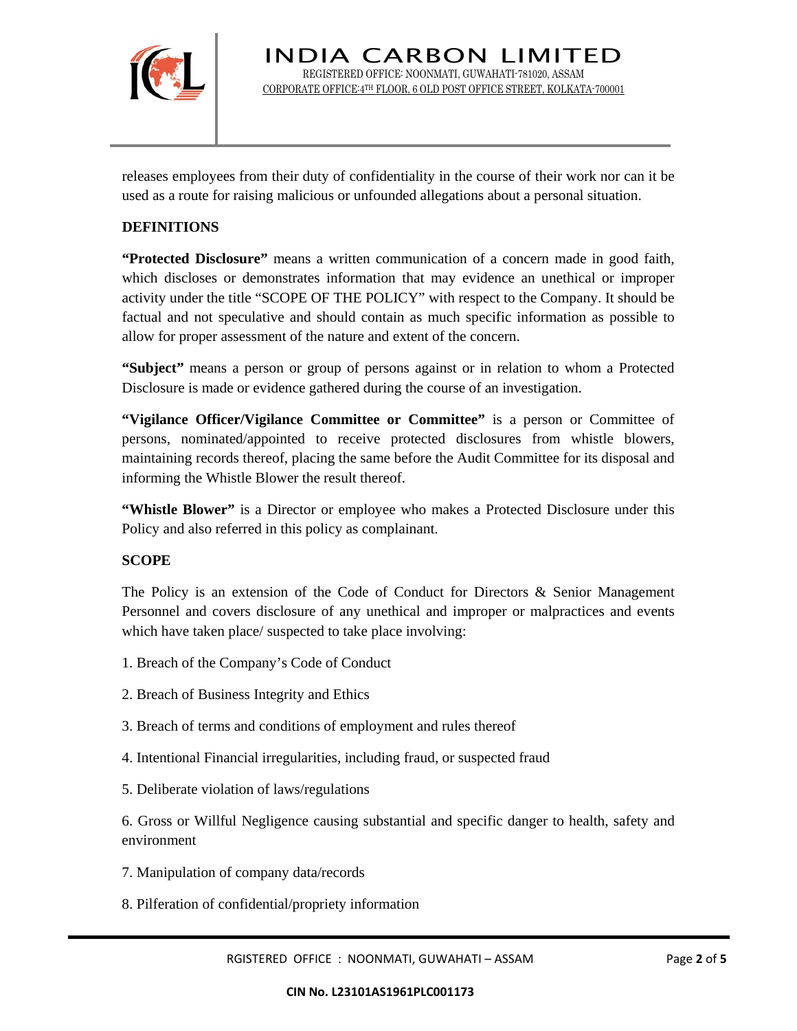releases employees from their duty of confidentiality in the course of their work nor can it be used as a route for raising malicious or unfounded allegations about a personal situation.

**DEFINITIONS**

**"Protected Disclosure"** means a written communication of a concern made in good faith, which discloses or demonstrates information that may evidence an unethical or improper activity under the title "SCOPE OF THE POLICY" with respect to the Company. It should be factual and not speculative and should contain as much specific information as possible to allow for proper assessment of the nature and extent of the concern.

**"Subject"** means a person or group of persons against or in relation to whom a Protected Disclosure is made or evidence gathered during the course of an investigation.

**"Vigilance Officer/Vigilance Committee or Committee"** is a person or Committee of persons, nominated/appointed to receive protected disclosures from whistle blowers, maintaining records thereof, placing the same before the Audit Committee for its disposal and informing the Whistle Blower the result thereof.

**"Whistle Blower"** is a Director or employee who makes a Protected Disclosure under this Policy and also referred in this policy as complainant.

**SCOPE**

The Policy is an extension of the Code of Conduct for Directors & Senior Management Personnel and covers disclosure of any unethical and improper or malpractices and events which have taken place/ suspected to take place involving:

1. Breach of the Company's Code of Conduct
2. Breach of Business Integrity and Ethics
3. Breach of terms and conditions of employment and rules thereof
4. Intentional Financial irregularities, including fraud, or suspected fraud
5. Deliberate violation of laws/regulations
6. Gross or Willful Negligence causing substantial and specific danger to health, safety and environment
7. Manipulation of company data/records
8. Pilferation of confidential/propriety information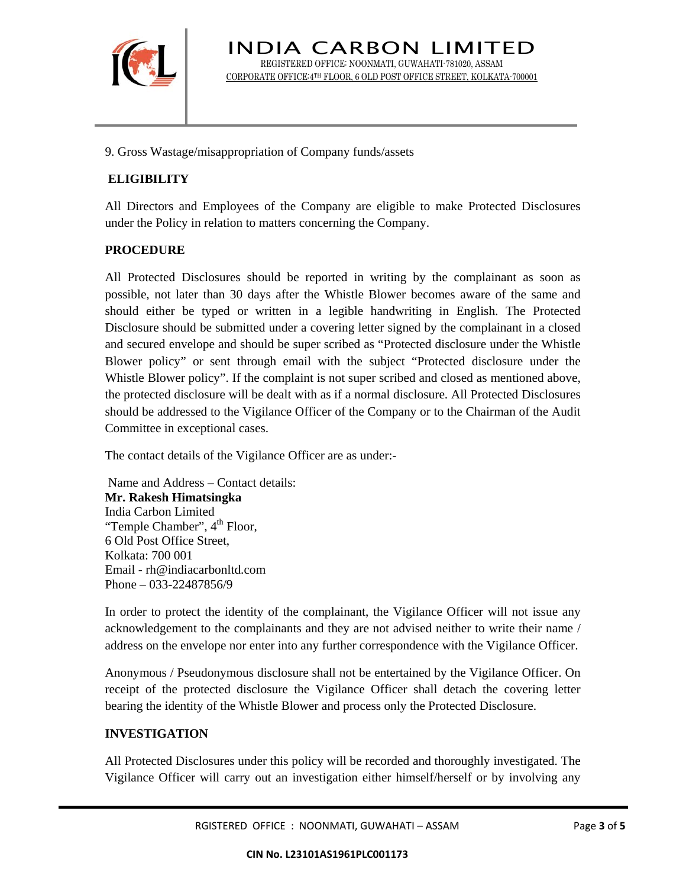9. Gross Wastage/misappropriation of Company funds/assets

## ELIGIBILITY

All Directors and Employees of the Company are eligible to make Protected Disclosures under the Policy in relation to matters concerning the Company.

## PROCEDURE

All Protected Disclosures should be reported in writing by the complainant as soon as possible, not later than 30 days after the Whistle Blower becomes aware of the same and should either be typed or written in a legible handwriting in English. The Protected Disclosure should be submitted under a covering letter signed by the complainant in a closed and secured envelope and should be super scribed as "Protected disclosure under the Whistle Blower policy" or sent through email with the subject "Protected disclosure under the Whistle Blower policy". If the complaint is not super scribed and closed as mentioned above, the protected disclosure will be dealt with as if a normal disclosure. All Protected Disclosures should be addressed to the Vigilance Officer of the Company or to the Chairman of the Audit Committee in exceptional cases.

The contact details of the Vigilance Officer are as under:-

Name and Address – Contact details:
**Mr. Rakesh Himatsingka**
India Carbon Limited
"Temple Chamber", 4th Floor,
6 Old Post Office Street,
Kolkata: 700 001
Email - rh@indiacarbonltd.com
Phone – 033-22487856/9

In order to protect the identity of the complainant, the Vigilance Officer will not issue any acknowledgement to the complainants and they are not advised neither to write their name / address on the envelope nor enter into any further correspondence with the Vigilance Officer.

Anonymous / Pseudonymous disclosure shall not be entertained by the Vigilance Officer. On receipt of the protected disclosure the Vigilance Officer shall detach the covering letter bearing the identity of the Whistle Blower and process only the Protected Disclosure.

## INVESTIGATION

All Protected Disclosures under this policy will be recorded and thoroughly investigated. The Vigilance Officer will carry out an investigation either himself/herself or by involving any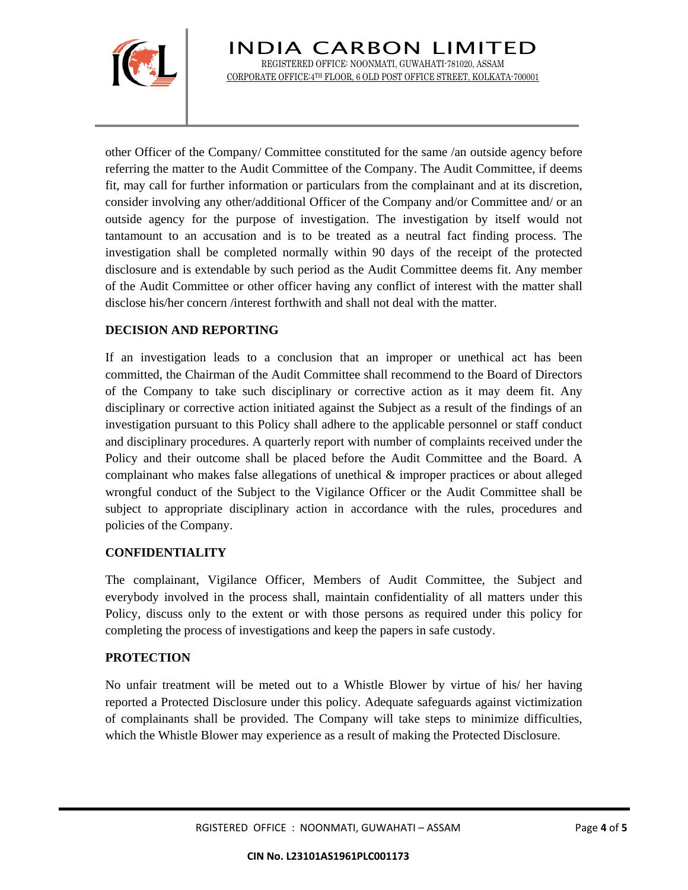other Officer of the Company/ Committee constituted for the same /an outside agency before referring the matter to the Audit Committee of the Company. The Audit Committee, if deems fit, may call for further information or particulars from the complainant and at its discretion, consider involving any other/additional Officer of the Company and/or Committee and/ or an outside agency for the purpose of investigation. The investigation by itself would not tantamount to an accusation and is to be treated as a neutral fact finding process. The investigation shall be completed normally within 90 days of the receipt of the protected disclosure and is extendable by such period as the Audit Committee deems fit. Any member of the Audit Committee or other officer having any conflict of interest with the matter shall disclose his/her concern /interest forthwith and shall not deal with the matter.

**DECISION AND REPORTING**

If an investigation leads to a conclusion that an improper or unethical act has been committed, the Chairman of the Audit Committee shall recommend to the Board of Directors of the Company to take such disciplinary or corrective action as it may deem fit. Any disciplinary or corrective action initiated against the Subject as a result of the findings of an investigation pursuant to this Policy shall adhere to the applicable personnel or staff conduct and disciplinary procedures. A quarterly report with number of complaints received under the Policy and their outcome shall be placed before the Audit Committee and the Board. A complainant who makes false allegations of unethical & improper practices or about alleged wrongful conduct of the Subject to the Vigilance Officer or the Audit Committee shall be subject to appropriate disciplinary action in accordance with the rules, procedures and policies of the Company.

**CONFIDENTIALITY**

The complainant, Vigilance Officer, Members of Audit Committee, the Subject and everybody involved in the process shall, maintain confidentiality of all matters under this Policy, discuss only to the extent or with those persons as required under this policy for completing the process of investigations and keep the papers in safe custody.

**PROTECTION**

No unfair treatment will be meted out to a Whistle Blower by virtue of his/ her having reported a Protected Disclosure under this policy. Adequate safeguards against victimization of complainants shall be provided. The Company will take steps to minimize difficulties, which the Whistle Blower may experience as a result of making the Protected Disclosure.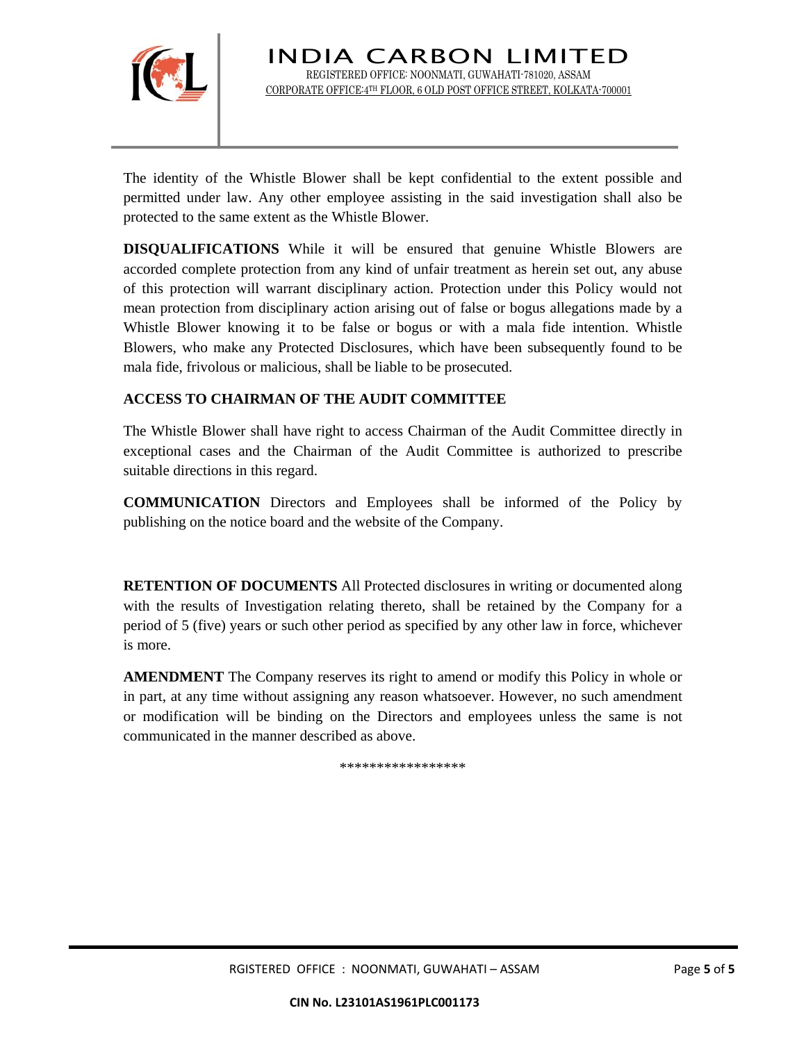The identity of the Whistle Blower shall be kept confidential to the extent possible and permitted under law. Any other employee assisting in the said investigation shall also be protected to the same extent as the Whistle Blower.

**DISQUALIFICATIONS** While it will be ensured that genuine Whistle Blowers are accorded complete protection from any kind of unfair treatment as herein set out, any abuse of this protection will warrant disciplinary action. Protection under this Policy would not mean protection from disciplinary action arising out of false or bogus allegations made by a Whistle Blower knowing it to be false or bogus or with a mala fide intention. Whistle Blowers, who make any Protected Disclosures, which have been subsequently found to be mala fide, frivolous or malicious, shall be liable to be prosecuted.

**ACCESS TO CHAIRMAN OF THE AUDIT COMMITTEE**

The Whistle Blower shall have right to access Chairman of the Audit Committee directly in exceptional cases and the Chairman of the Audit Committee is authorized to prescribe suitable directions in this regard.

**COMMUNICATION** Directors and Employees shall be informed of the Policy by publishing on the notice board and the website of the Company.

**RETENTION OF DOCUMENTS** All Protected disclosures in writing or documented along with the results of Investigation relating thereto, shall be retained by the Company for a period of 5 (five) years or such other period as specified by any other law in force, whichever is more.

**AMENDMENT** The Company reserves its right to amend or modify this Policy in whole or in part, at any time without assigning any reason whatsoever. However, no such amendment or modification will be binding on the Directors and employees unless the same is not communicated in the manner described as above.

*****************